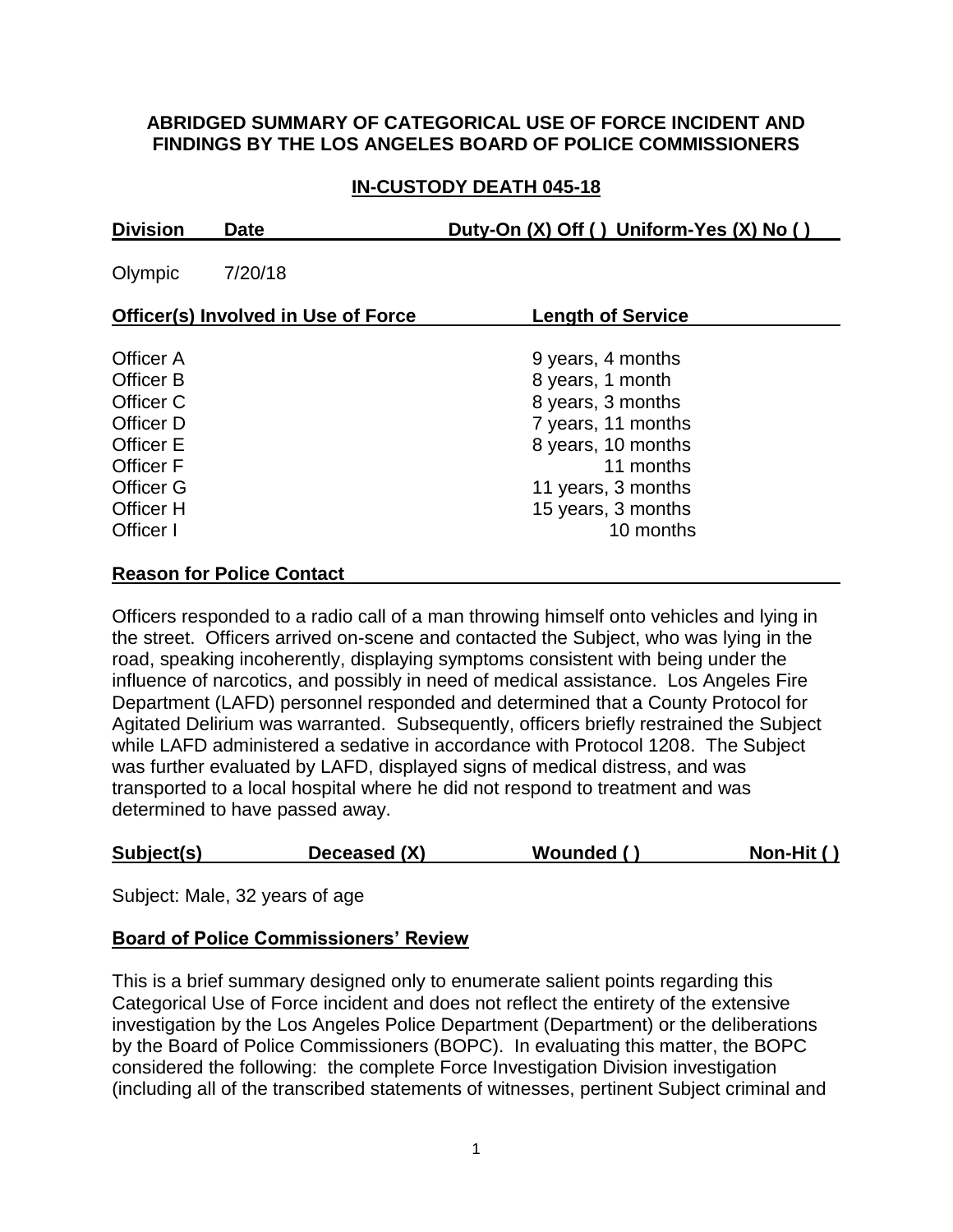## ABRIDGED SUMMARY OF CATEGORICAL USE OF FORCE INCIDENT AND FINDINGS BY THE LOS ANGELES BOARD OF POLICE COMMISSIONERS

### IN-CUSTODY DEATH 045-18

| Division | Date | Duty-On (X) Off ( ) Uniform-Yes (X) No ( ) |
|---|---|---|
| Olympic | 7/20/18 | |

| Officer(s) Involved in Use of Force | Length of Service |
|---|---|
| Officer A | 9 years, 4 months |
| Officer B | 8 years, 1 month |
| Officer C | 8 years, 3 months |
| Officer D | 7 years, 11 months |
| Officer E | 8 years, 10 months |
| Officer F | 11 months |
| Officer G | 11 years, 3 months |
| Officer H | 15 years, 3 months |
| Officer I | 10 months |

**Reason for Police Contact**

Officers responded to a radio call of a man throwing himself onto vehicles and lying in the street. Officers arrived on-scene and contacted the Subject, who was lying in the road, speaking incoherently, displaying symptoms consistent with being under the influence of narcotics, and possibly in need of medical assistance. Los Angeles Fire Department (LAFD) personnel responded and determined that a County Protocol for Agitated Delirium was warranted. Subsequently, officers briefly restrained the Subject while LAFD administered a sedative in accordance with Protocol 1208. The Subject was further evaluated by LAFD, displayed signs of medical distress, and was transported to a local hospital where he did not respond to treatment and was determined to have passed away.

| Subject(s) | Deceased (X) | Wounded ( ) | Non-Hit ( ) |
|---|---|---|---|

Subject: Male, 32 years of age

**Board of Police Commissioners' Review**

This is a brief summary designed only to enumerate salient points regarding this Categorical Use of Force incident and does not reflect the entirety of the extensive investigation by the Los Angeles Police Department (Department) or the deliberations by the Board of Police Commissioners (BOPC). In evaluating this matter, the BOPC considered the following: the complete Force Investigation Division investigation (including all of the transcribed statements of witnesses, pertinent Subject criminal and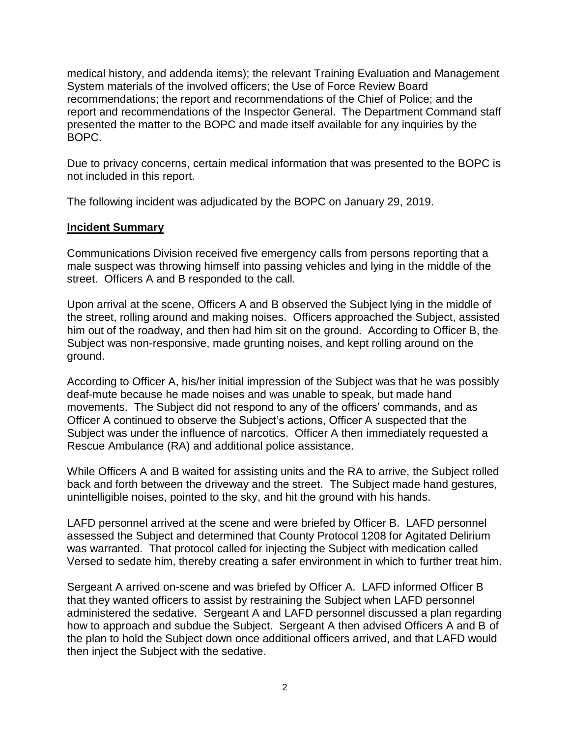medical history, and addenda items); the relevant Training Evaluation and Management System materials of the involved officers; the Use of Force Review Board recommendations; the report and recommendations of the Chief of Police; and the report and recommendations of the Inspector General. The Department Command staff presented the matter to the BOPC and made itself available for any inquiries by the BOPC.

Due to privacy concerns, certain medical information that was presented to the BOPC is not included in this report.

The following incident was adjudicated by the BOPC on January 29, 2019.

**Incident Summary**

Communications Division received five emergency calls from persons reporting that a male suspect was throwing himself into passing vehicles and lying in the middle of the street. Officers A and B responded to the call.

Upon arrival at the scene, Officers A and B observed the Subject lying in the middle of the street, rolling around and making noises. Officers approached the Subject, assisted him out of the roadway, and then had him sit on the ground. According to Officer B, the Subject was non-responsive, made grunting noises, and kept rolling around on the ground.

According to Officer A, his/her initial impression of the Subject was that he was possibly deaf-mute because he made noises and was unable to speak, but made hand movements. The Subject did not respond to any of the officers' commands, and as Officer A continued to observe the Subject's actions, Officer A suspected that the Subject was under the influence of narcotics. Officer A then immediately requested a Rescue Ambulance (RA) and additional police assistance.

While Officers A and B waited for assisting units and the RA to arrive, the Subject rolled back and forth between the driveway and the street. The Subject made hand gestures, unintelligible noises, pointed to the sky, and hit the ground with his hands.

LAFD personnel arrived at the scene and were briefed by Officer B. LAFD personnel assessed the Subject and determined that County Protocol 1208 for Agitated Delirium was warranted. That protocol called for injecting the Subject with medication called Versed to sedate him, thereby creating a safer environment in which to further treat him.

Sergeant A arrived on-scene and was briefed by Officer A. LAFD informed Officer B that they wanted officers to assist by restraining the Subject when LAFD personnel administered the sedative. Sergeant A and LAFD personnel discussed a plan regarding how to approach and subdue the Subject. Sergeant A then advised Officers A and B of the plan to hold the Subject down once additional officers arrived, and that LAFD would then inject the Subject with the sedative.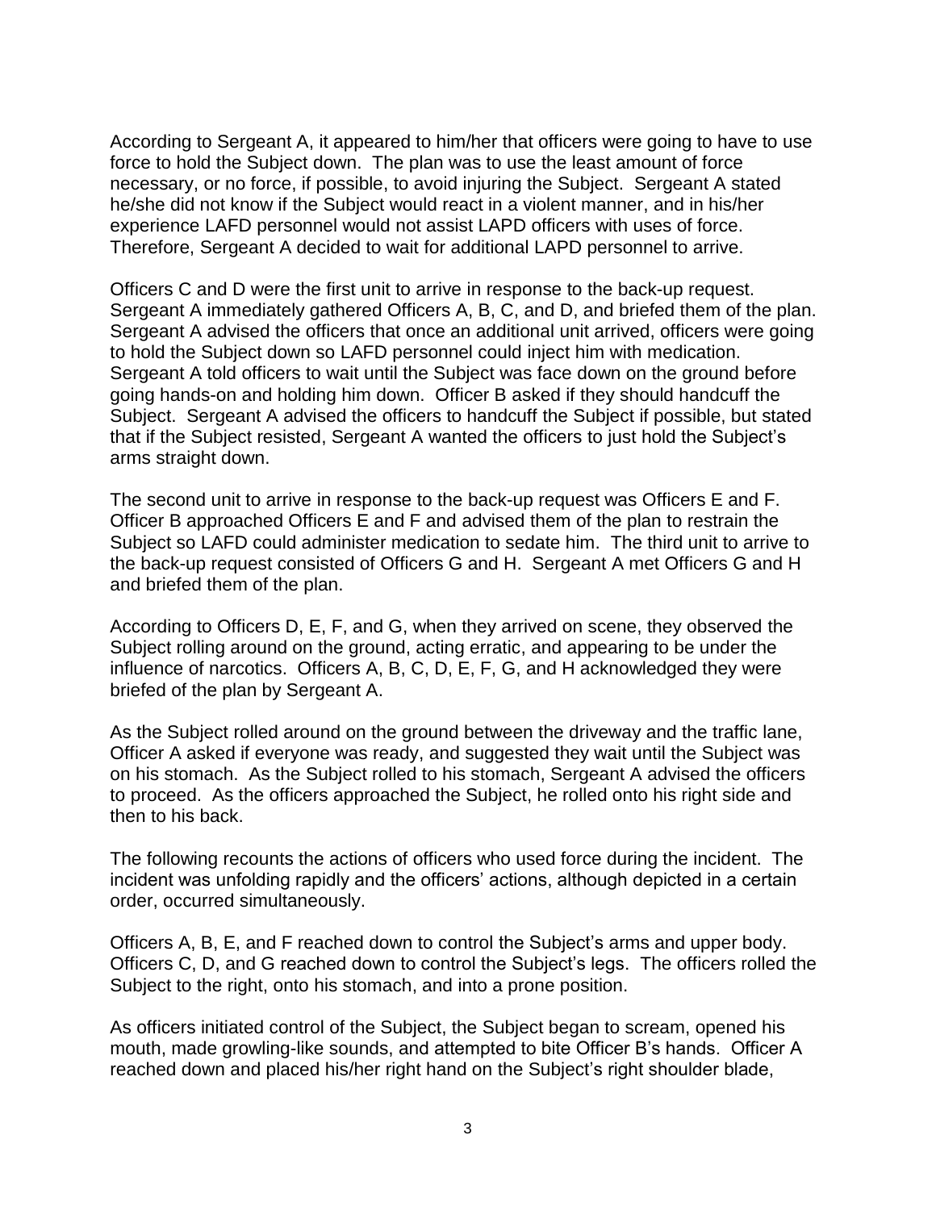According to Sergeant A, it appeared to him/her that officers were going to have to use force to hold the Subject down. The plan was to use the least amount of force necessary, or no force, if possible, to avoid injuring the Subject. Sergeant A stated he/she did not know if the Subject would react in a violent manner, and in his/her experience LAFD personnel would not assist LAPD officers with uses of force. Therefore, Sergeant A decided to wait for additional LAPD personnel to arrive.

Officers C and D were the first unit to arrive in response to the back-up request. Sergeant A immediately gathered Officers A, B, C, and D, and briefed them of the plan. Sergeant A advised the officers that once an additional unit arrived, officers were going to hold the Subject down so LAFD personnel could inject him with medication. Sergeant A told officers to wait until the Subject was face down on the ground before going hands-on and holding him down. Officer B asked if they should handcuff the Subject. Sergeant A advised the officers to handcuff the Subject if possible, but stated that if the Subject resisted, Sergeant A wanted the officers to just hold the Subject's arms straight down.

The second unit to arrive in response to the back-up request was Officers E and F. Officer B approached Officers E and F and advised them of the plan to restrain the Subject so LAFD could administer medication to sedate him. The third unit to arrive to the back-up request consisted of Officers G and H. Sergeant A met Officers G and H and briefed them of the plan.

According to Officers D, E, F, and G, when they arrived on scene, they observed the Subject rolling around on the ground, acting erratic, and appearing to be under the influence of narcotics. Officers A, B, C, D, E, F, G, and H acknowledged they were briefed of the plan by Sergeant A.

As the Subject rolled around on the ground between the driveway and the traffic lane, Officer A asked if everyone was ready, and suggested they wait until the Subject was on his stomach. As the Subject rolled to his stomach, Sergeant A advised the officers to proceed. As the officers approached the Subject, he rolled onto his right side and then to his back.

The following recounts the actions of officers who used force during the incident. The incident was unfolding rapidly and the officers' actions, although depicted in a certain order, occurred simultaneously.

Officers A, B, E, and F reached down to control the Subject's arms and upper body. Officers C, D, and G reached down to control the Subject's legs. The officers rolled the Subject to the right, onto his stomach, and into a prone position.

As officers initiated control of the Subject, the Subject began to scream, opened his mouth, made growling-like sounds, and attempted to bite Officer B's hands. Officer A reached down and placed his/her right hand on the Subject's right shoulder blade,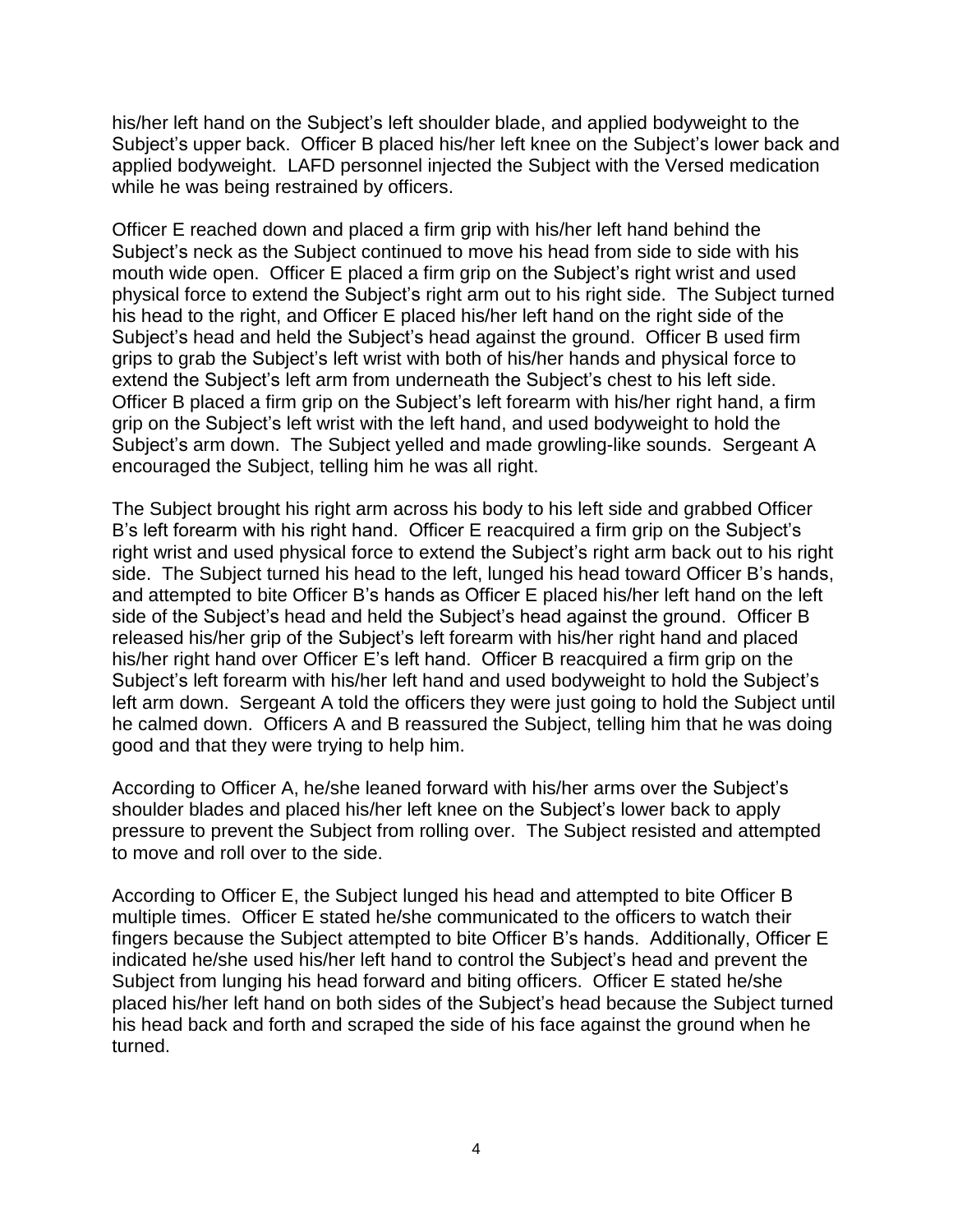his/her left hand on the Subject's left shoulder blade, and applied bodyweight to the Subject's upper back. Officer B placed his/her left knee on the Subject's lower back and applied bodyweight. LAFD personnel injected the Subject with the Versed medication while he was being restrained by officers.

Officer E reached down and placed a firm grip with his/her left hand behind the Subject's neck as the Subject continued to move his head from side to side with his mouth wide open. Officer E placed a firm grip on the Subject's right wrist and used physical force to extend the Subject's right arm out to his right side. The Subject turned his head to the right, and Officer E placed his/her left hand on the right side of the Subject's head and held the Subject's head against the ground. Officer B used firm grips to grab the Subject's left wrist with both of his/her hands and physical force to extend the Subject's left arm from underneath the Subject's chest to his left side. Officer B placed a firm grip on the Subject's left forearm with his/her right hand, a firm grip on the Subject's left wrist with the left hand, and used bodyweight to hold the Subject's arm down. The Subject yelled and made growling-like sounds. Sergeant A encouraged the Subject, telling him he was all right.

The Subject brought his right arm across his body to his left side and grabbed Officer B's left forearm with his right hand. Officer E reacquired a firm grip on the Subject's right wrist and used physical force to extend the Subject's right arm back out to his right side. The Subject turned his head to the left, lunged his head toward Officer B's hands, and attempted to bite Officer B's hands as Officer E placed his/her left hand on the left side of the Subject's head and held the Subject's head against the ground. Officer B released his/her grip of the Subject's left forearm with his/her right hand and placed his/her right hand over Officer E's left hand. Officer B reacquired a firm grip on the Subject's left forearm with his/her left hand and used bodyweight to hold the Subject's left arm down. Sergeant A told the officers they were just going to hold the Subject until he calmed down. Officers A and B reassured the Subject, telling him that he was doing good and that they were trying to help him.

According to Officer A, he/she leaned forward with his/her arms over the Subject's shoulder blades and placed his/her left knee on the Subject's lower back to apply pressure to prevent the Subject from rolling over. The Subject resisted and attempted to move and roll over to the side.

According to Officer E, the Subject lunged his head and attempted to bite Officer B multiple times. Officer E stated he/she communicated to the officers to watch their fingers because the Subject attempted to bite Officer B's hands. Additionally, Officer E indicated he/she used his/her left hand to control the Subject's head and prevent the Subject from lunging his head forward and biting officers. Officer E stated he/she placed his/her left hand on both sides of the Subject's head because the Subject turned his head back and forth and scraped the side of his face against the ground when he turned.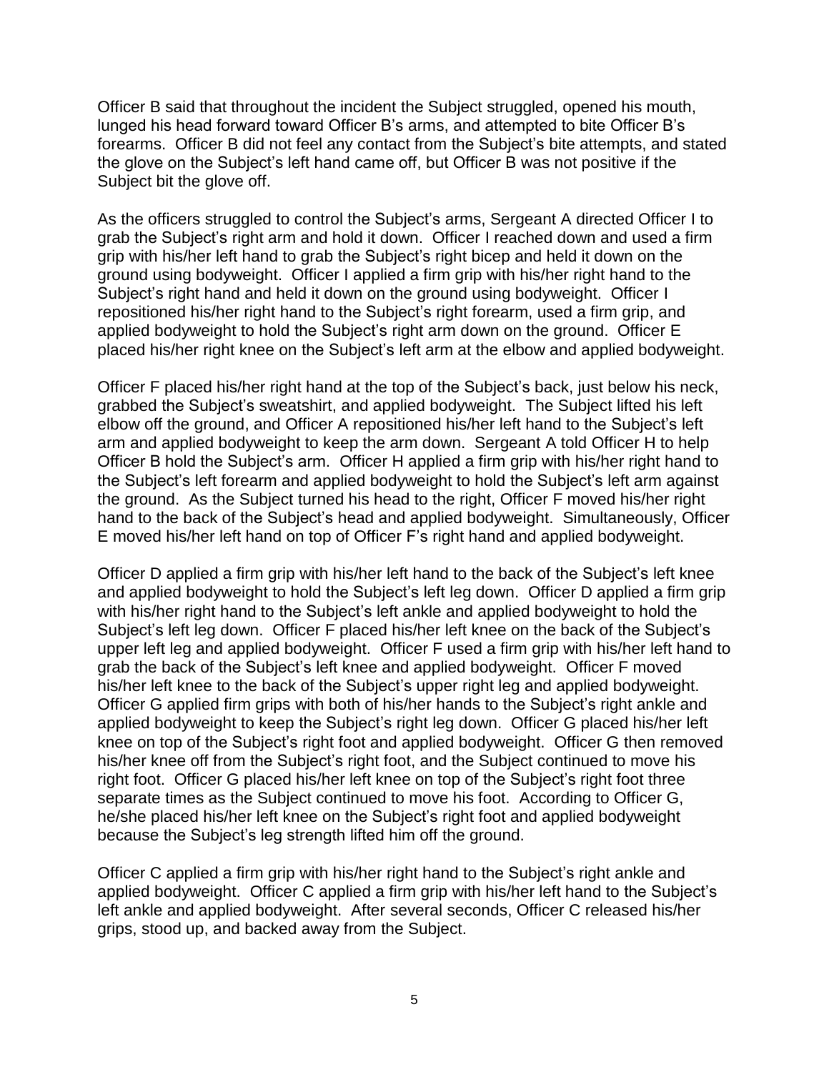Officer B said that throughout the incident the Subject struggled, opened his mouth, lunged his head forward toward Officer B's arms, and attempted to bite Officer B's forearms. Officer B did not feel any contact from the Subject's bite attempts, and stated the glove on the Subject's left hand came off, but Officer B was not positive if the Subject bit the glove off.

As the officers struggled to control the Subject's arms, Sergeant A directed Officer I to grab the Subject's right arm and hold it down. Officer I reached down and used a firm grip with his/her left hand to grab the Subject's right bicep and held it down on the ground using bodyweight. Officer I applied a firm grip with his/her right hand to the Subject's right hand and held it down on the ground using bodyweight. Officer I repositioned his/her right hand to the Subject's right forearm, used a firm grip, and applied bodyweight to hold the Subject's right arm down on the ground. Officer E placed his/her right knee on the Subject's left arm at the elbow and applied bodyweight.

Officer F placed his/her right hand at the top of the Subject's back, just below his neck, grabbed the Subject's sweatshirt, and applied bodyweight. The Subject lifted his left elbow off the ground, and Officer A repositioned his/her left hand to the Subject's left arm and applied bodyweight to keep the arm down. Sergeant A told Officer H to help Officer B hold the Subject's arm. Officer H applied a firm grip with his/her right hand to the Subject's left forearm and applied bodyweight to hold the Subject's left arm against the ground. As the Subject turned his head to the right, Officer F moved his/her right hand to the back of the Subject's head and applied bodyweight. Simultaneously, Officer E moved his/her left hand on top of Officer F's right hand and applied bodyweight.

Officer D applied a firm grip with his/her left hand to the back of the Subject's left knee and applied bodyweight to hold the Subject's left leg down. Officer D applied a firm grip with his/her right hand to the Subject's left ankle and applied bodyweight to hold the Subject's left leg down. Officer F placed his/her left knee on the back of the Subject's upper left leg and applied bodyweight. Officer F used a firm grip with his/her left hand to grab the back of the Subject's left knee and applied bodyweight. Officer F moved his/her left knee to the back of the Subject's upper right leg and applied bodyweight. Officer G applied firm grips with both of his/her hands to the Subject's right ankle and applied bodyweight to keep the Subject's right leg down. Officer G placed his/her left knee on top of the Subject's right foot and applied bodyweight. Officer G then removed his/her knee off from the Subject's right foot, and the Subject continued to move his right foot. Officer G placed his/her left knee on top of the Subject's right foot three separate times as the Subject continued to move his foot. According to Officer G, he/she placed his/her left knee on the Subject's right foot and applied bodyweight because the Subject's leg strength lifted him off the ground.

Officer C applied a firm grip with his/her right hand to the Subject's right ankle and applied bodyweight. Officer C applied a firm grip with his/her left hand to the Subject's left ankle and applied bodyweight. After several seconds, Officer C released his/her grips, stood up, and backed away from the Subject.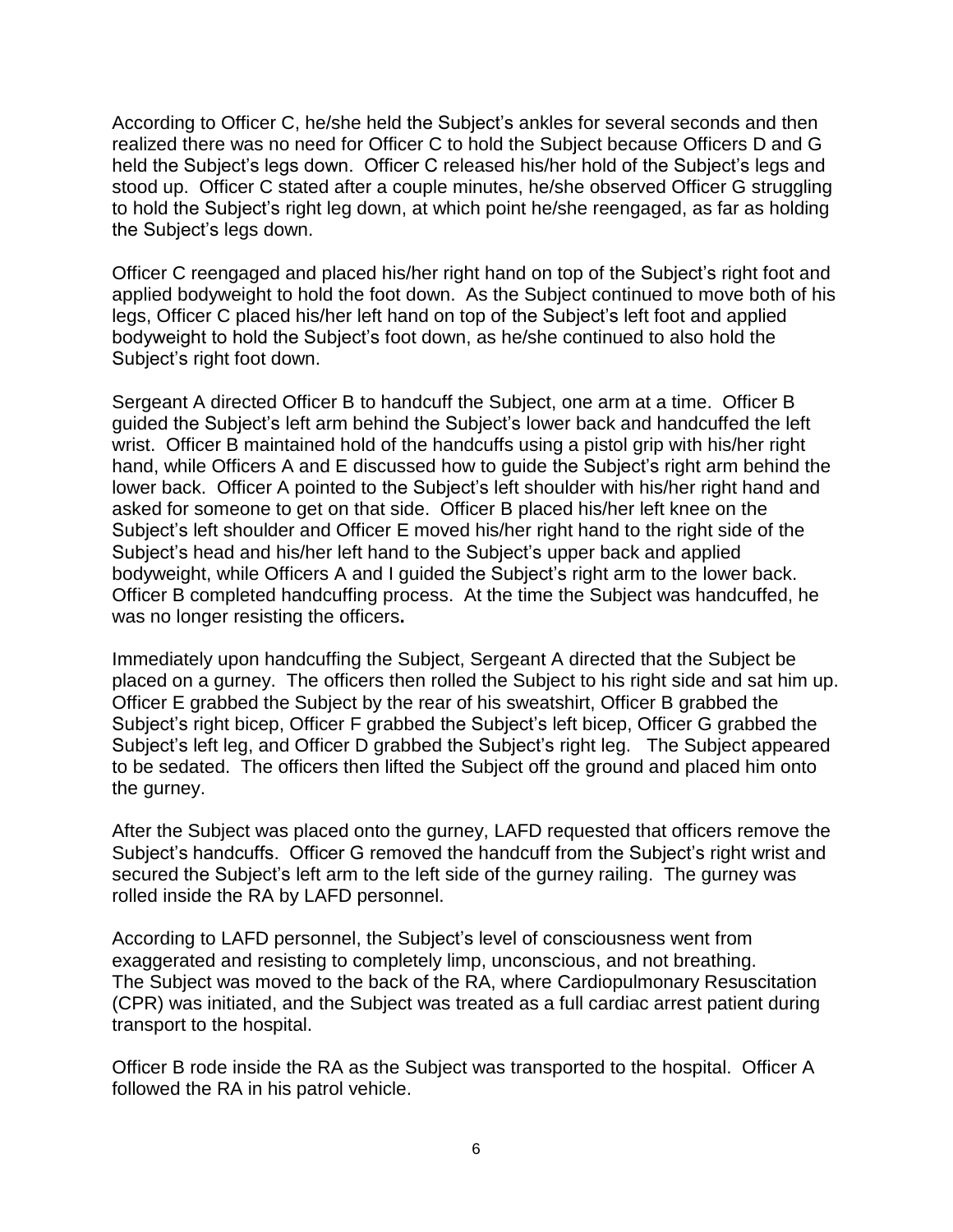According to Officer C, he/she held the Subject's ankles for several seconds and then realized there was no need for Officer C to hold the Subject because Officers D and G held the Subject's legs down. Officer C released his/her hold of the Subject's legs and stood up. Officer C stated after a couple minutes, he/she observed Officer G struggling to hold the Subject's right leg down, at which point he/she reengaged, as far as holding the Subject's legs down.

Officer C reengaged and placed his/her right hand on top of the Subject's right foot and applied bodyweight to hold the foot down. As the Subject continued to move both of his legs, Officer C placed his/her left hand on top of the Subject's left foot and applied bodyweight to hold the Subject's foot down, as he/she continued to also hold the Subject's right foot down.

Sergeant A directed Officer B to handcuff the Subject, one arm at a time. Officer B guided the Subject's left arm behind the Subject's lower back and handcuffed the left wrist. Officer B maintained hold of the handcuffs using a pistol grip with his/her right hand, while Officers A and E discussed how to guide the Subject's right arm behind the lower back. Officer A pointed to the Subject's left shoulder with his/her right hand and asked for someone to get on that side. Officer B placed his/her left knee on the Subject's left shoulder and Officer E moved his/her right hand to the right side of the Subject's head and his/her left hand to the Subject's upper back and applied bodyweight, while Officers A and I guided the Subject's right arm to the lower back. Officer B completed handcuffing process. At the time the Subject was handcuffed, he was no longer resisting the officers**.**

Immediately upon handcuffing the Subject, Sergeant A directed that the Subject be placed on a gurney. The officers then rolled the Subject to his right side and sat him up. Officer E grabbed the Subject by the rear of his sweatshirt, Officer B grabbed the Subject's right bicep, Officer F grabbed the Subject's left bicep, Officer G grabbed the Subject's left leg, and Officer D grabbed the Subject's right leg. The Subject appeared to be sedated. The officers then lifted the Subject off the ground and placed him onto the gurney.

After the Subject was placed onto the gurney, LAFD requested that officers remove the Subject's handcuffs. Officer G removed the handcuff from the Subject's right wrist and secured the Subject's left arm to the left side of the gurney railing. The gurney was rolled inside the RA by LAFD personnel.

According to LAFD personnel, the Subject's level of consciousness went from exaggerated and resisting to completely limp, unconscious, and not breathing. The Subject was moved to the back of the RA, where Cardiopulmonary Resuscitation (CPR) was initiated, and the Subject was treated as a full cardiac arrest patient during transport to the hospital.

Officer B rode inside the RA as the Subject was transported to the hospital. Officer A followed the RA in his patrol vehicle.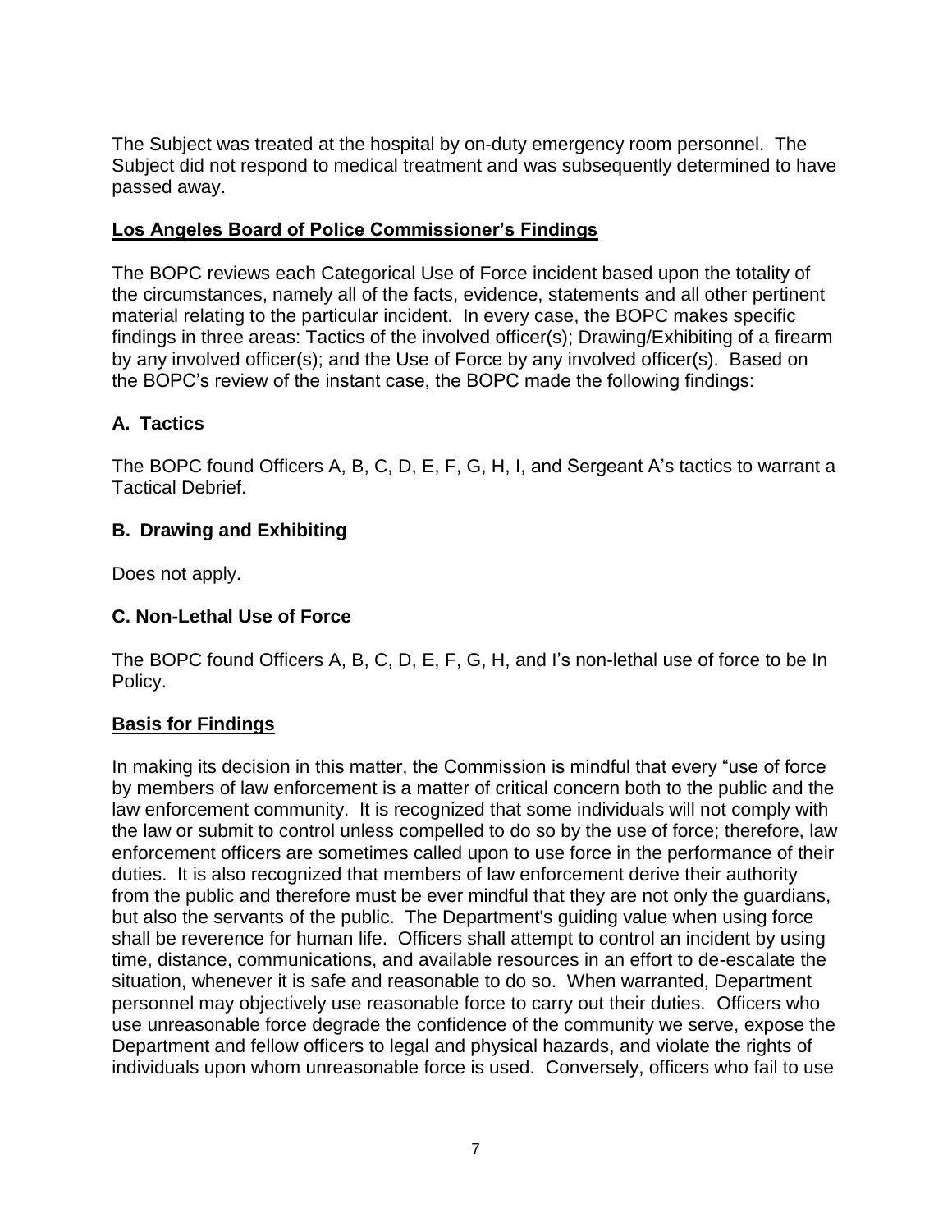The Subject was treated at the hospital by on-duty emergency room personnel. The Subject did not respond to medical treatment and was subsequently determined to have passed away.

## Los Angeles Board of Police Commissioner's Findings

The BOPC reviews each Categorical Use of Force incident based upon the totality of the circumstances, namely all of the facts, evidence, statements and all other pertinent material relating to the particular incident. In every case, the BOPC makes specific findings in three areas: Tactics of the involved officer(s); Drawing/Exhibiting of a firearm by any involved officer(s); and the Use of Force by any involved officer(s). Based on the BOPC's review of the instant case, the BOPC made the following findings:

### A. Tactics

The BOPC found Officers A, B, C, D, E, F, G, H, I, and Sergeant A's tactics to warrant a Tactical Debrief.

### B. Drawing and Exhibiting

Does not apply.

### C. Non-Lethal Use of Force

The BOPC found Officers A, B, C, D, E, F, G, H, and I's non-lethal use of force to be In Policy.

## Basis for Findings

In making its decision in this matter, the Commission is mindful that every "use of force by members of law enforcement is a matter of critical concern both to the public and the law enforcement community. It is recognized that some individuals will not comply with the law or submit to control unless compelled to do so by the use of force; therefore, law enforcement officers are sometimes called upon to use force in the performance of their duties. It is also recognized that members of law enforcement derive their authority from the public and therefore must be ever mindful that they are not only the guardians, but also the servants of the public. The Department's guiding value when using force shall be reverence for human life. Officers shall attempt to control an incident by using time, distance, communications, and available resources in an effort to de-escalate the situation, whenever it is safe and reasonable to do so. When warranted, Department personnel may objectively use reasonable force to carry out their duties. Officers who use unreasonable force degrade the confidence of the community we serve, expose the Department and fellow officers to legal and physical hazards, and violate the rights of individuals upon whom unreasonable force is used. Conversely, officers who fail to use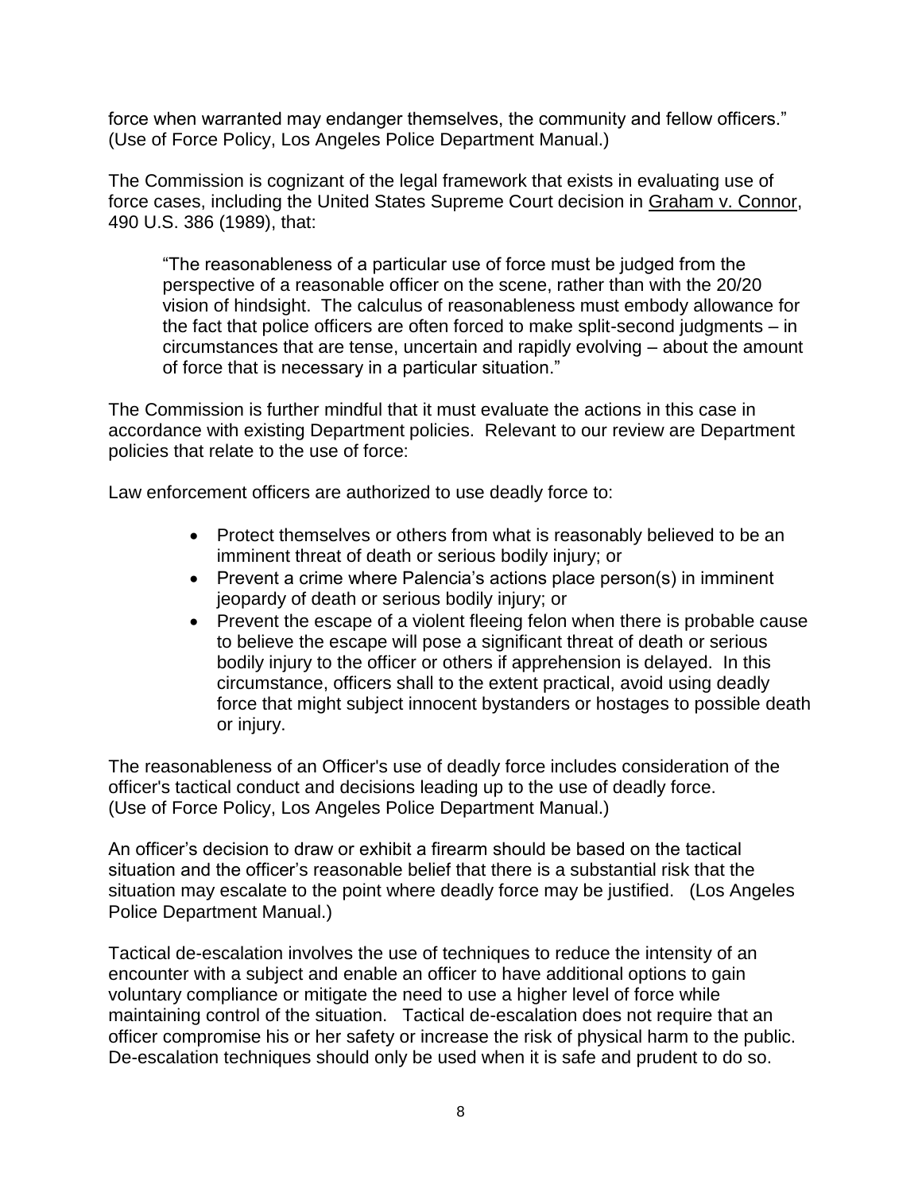force when warranted may endanger themselves, the community and fellow officers." (Use of Force Policy, Los Angeles Police Department Manual.)

The Commission is cognizant of the legal framework that exists in evaluating use of force cases, including the United States Supreme Court decision in Graham v. Connor, 490 U.S. 386 (1989), that:

> "The reasonableness of a particular use of force must be judged from the perspective of a reasonable officer on the scene, rather than with the 20/20 vision of hindsight. The calculus of reasonableness must embody allowance for the fact that police officers are often forced to make split-second judgments – in circumstances that are tense, uncertain and rapidly evolving – about the amount of force that is necessary in a particular situation."

The Commission is further mindful that it must evaluate the actions in this case in accordance with existing Department policies. Relevant to our review are Department policies that relate to the use of force:

Law enforcement officers are authorized to use deadly force to:

- Protect themselves or others from what is reasonably believed to be an imminent threat of death or serious bodily injury; or
- Prevent a crime where Palencia's actions place person(s) in imminent jeopardy of death or serious bodily injury; or
- Prevent the escape of a violent fleeing felon when there is probable cause to believe the escape will pose a significant threat of death or serious bodily injury to the officer or others if apprehension is delayed. In this circumstance, officers shall to the extent practical, avoid using deadly force that might subject innocent bystanders or hostages to possible death or injury.

The reasonableness of an Officer's use of deadly force includes consideration of the officer's tactical conduct and decisions leading up to the use of deadly force. (Use of Force Policy, Los Angeles Police Department Manual.)

An officer's decision to draw or exhibit a firearm should be based on the tactical situation and the officer's reasonable belief that there is a substantial risk that the situation may escalate to the point where deadly force may be justified. (Los Angeles Police Department Manual.)

Tactical de-escalation involves the use of techniques to reduce the intensity of an encounter with a subject and enable an officer to have additional options to gain voluntary compliance or mitigate the need to use a higher level of force while maintaining control of the situation. Tactical de-escalation does not require that an officer compromise his or her safety or increase the risk of physical harm to the public. De-escalation techniques should only be used when it is safe and prudent to do so.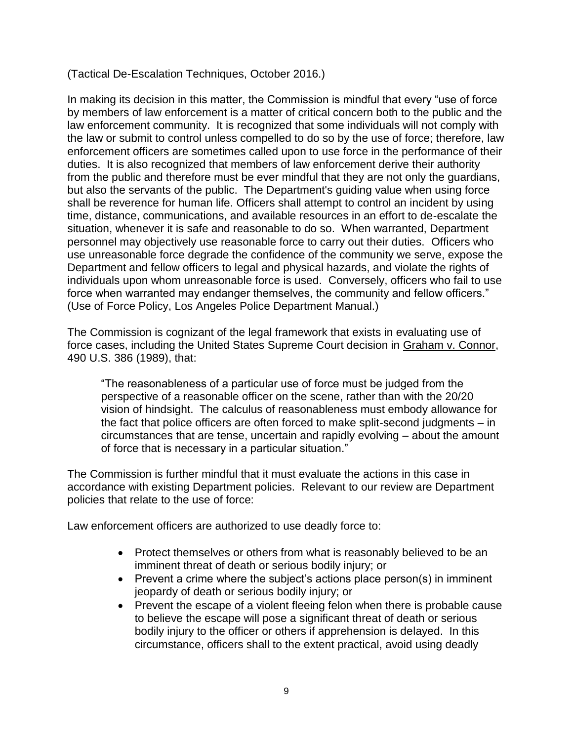(Tactical De-Escalation Techniques, October 2016.)

In making its decision in this matter, the Commission is mindful that every "use of force by members of law enforcement is a matter of critical concern both to the public and the law enforcement community. It is recognized that some individuals will not comply with the law or submit to control unless compelled to do so by the use of force; therefore, law enforcement officers are sometimes called upon to use force in the performance of their duties. It is also recognized that members of law enforcement derive their authority from the public and therefore must be ever mindful that they are not only the guardians, but also the servants of the public. The Department's guiding value when using force shall be reverence for human life. Officers shall attempt to control an incident by using time, distance, communications, and available resources in an effort to de-escalate the situation, whenever it is safe and reasonable to do so. When warranted, Department personnel may objectively use reasonable force to carry out their duties. Officers who use unreasonable force degrade the confidence of the community we serve, expose the Department and fellow officers to legal and physical hazards, and violate the rights of individuals upon whom unreasonable force is used. Conversely, officers who fail to use force when warranted may endanger themselves, the community and fellow officers." (Use of Force Policy, Los Angeles Police Department Manual.)

The Commission is cognizant of the legal framework that exists in evaluating use of force cases, including the United States Supreme Court decision in Graham v. Connor, 490 U.S. 386 (1989), that:

> "The reasonableness of a particular use of force must be judged from the perspective of a reasonable officer on the scene, rather than with the 20/20 vision of hindsight. The calculus of reasonableness must embody allowance for the fact that police officers are often forced to make split-second judgments – in circumstances that are tense, uncertain and rapidly evolving – about the amount of force that is necessary in a particular situation."

The Commission is further mindful that it must evaluate the actions in this case in accordance with existing Department policies. Relevant to our review are Department policies that relate to the use of force:

Law enforcement officers are authorized to use deadly force to:

- Protect themselves or others from what is reasonably believed to be an imminent threat of death or serious bodily injury; or
- Prevent a crime where the subject's actions place person(s) in imminent jeopardy of death or serious bodily injury; or
- Prevent the escape of a violent fleeing felon when there is probable cause to believe the escape will pose a significant threat of death or serious bodily injury to the officer or others if apprehension is delayed. In this circumstance, officers shall to the extent practical, avoid using deadly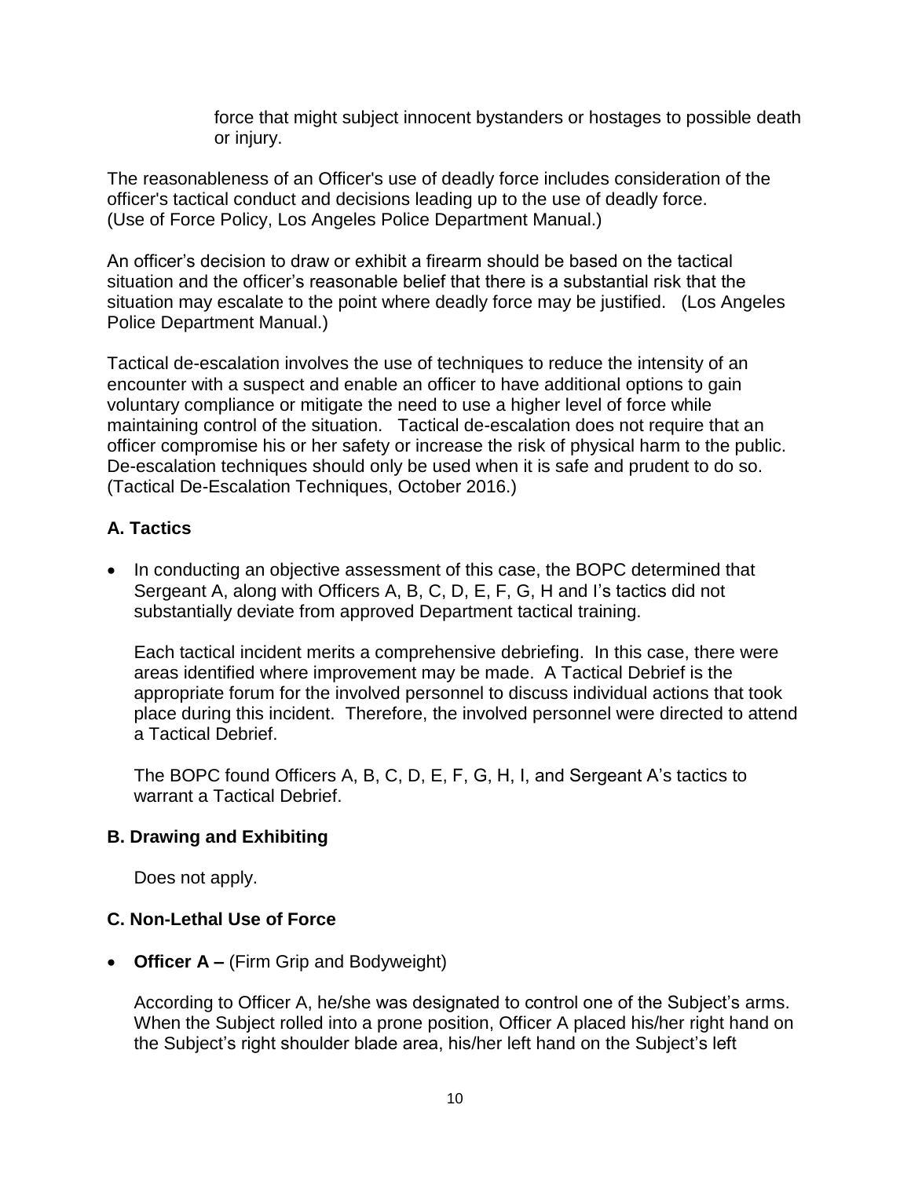force that might subject innocent bystanders or hostages to possible death or injury.

The reasonableness of an Officer's use of deadly force includes consideration of the officer's tactical conduct and decisions leading up to the use of deadly force. (Use of Force Policy, Los Angeles Police Department Manual.)

An officer's decision to draw or exhibit a firearm should be based on the tactical situation and the officer's reasonable belief that there is a substantial risk that the situation may escalate to the point where deadly force may be justified. (Los Angeles Police Department Manual.)

Tactical de-escalation involves the use of techniques to reduce the intensity of an encounter with a suspect and enable an officer to have additional options to gain voluntary compliance or mitigate the need to use a higher level of force while maintaining control of the situation. Tactical de-escalation does not require that an officer compromise his or her safety or increase the risk of physical harm to the public. De-escalation techniques should only be used when it is safe and prudent to do so. (Tactical De-Escalation Techniques, October 2016.)

## A. Tactics

- In conducting an objective assessment of this case, the BOPC determined that Sergeant A, along with Officers A, B, C, D, E, F, G, H and I's tactics did not substantially deviate from approved Department tactical training.

  Each tactical incident merits a comprehensive debriefing. In this case, there were areas identified where improvement may be made. A Tactical Debrief is the appropriate forum for the involved personnel to discuss individual actions that took place during this incident. Therefore, the involved personnel were directed to attend a Tactical Debrief.

  The BOPC found Officers A, B, C, D, E, F, G, H, I, and Sergeant A's tactics to warrant a Tactical Debrief.

## B. Drawing and Exhibiting

Does not apply.

## C. Non-Lethal Use of Force

- **Officer A –** (Firm Grip and Bodyweight)

  According to Officer A, he/she was designated to control one of the Subject's arms. When the Subject rolled into a prone position, Officer A placed his/her right hand on the Subject's right shoulder blade area, his/her left hand on the Subject's left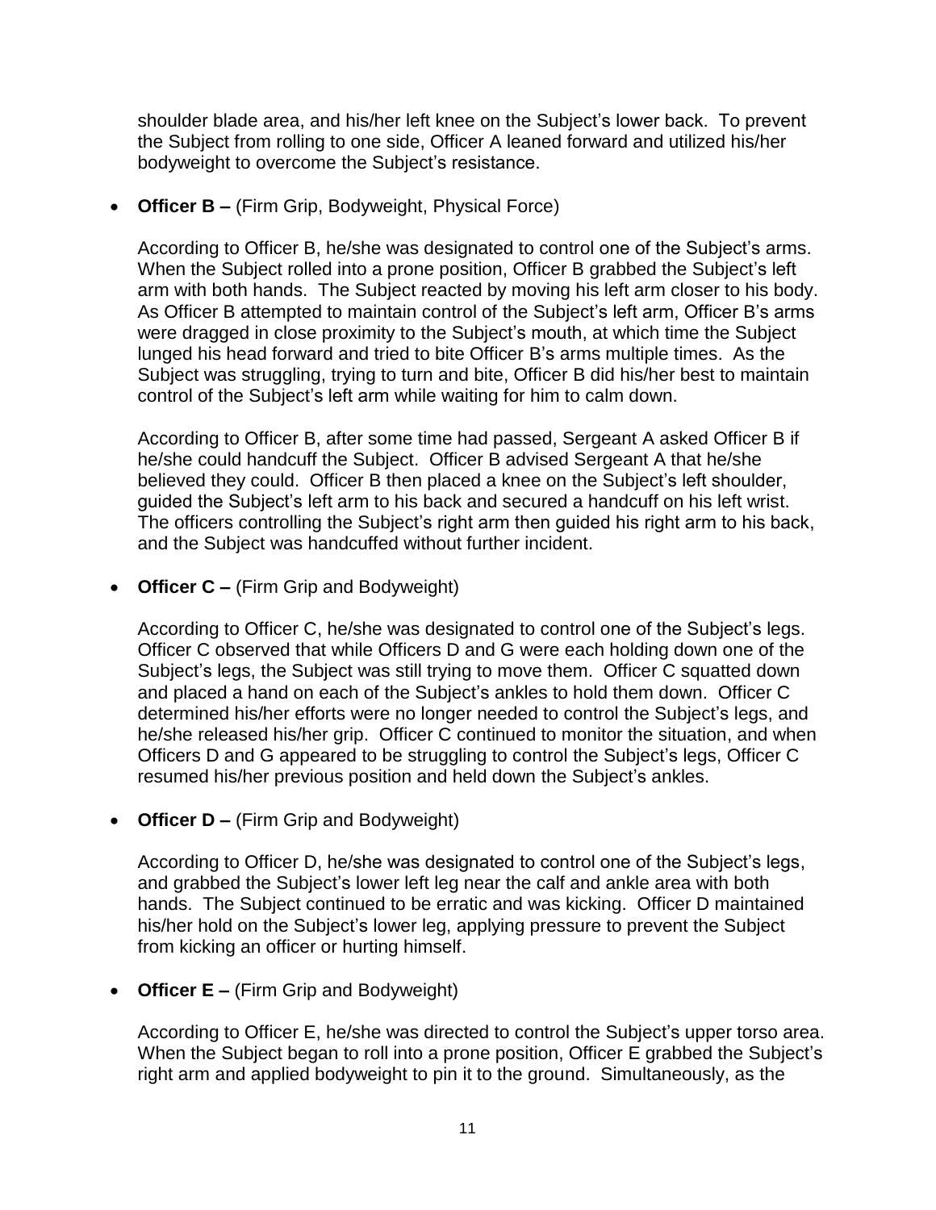shoulder blade area, and his/her left knee on the Subject's lower back. To prevent the Subject from rolling to one side, Officer A leaned forward and utilized his/her bodyweight to overcome the Subject's resistance.

- **Officer B –** (Firm Grip, Bodyweight, Physical Force)

  According to Officer B, he/she was designated to control one of the Subject's arms. When the Subject rolled into a prone position, Officer B grabbed the Subject's left arm with both hands. The Subject reacted by moving his left arm closer to his body. As Officer B attempted to maintain control of the Subject's left arm, Officer B's arms were dragged in close proximity to the Subject's mouth, at which time the Subject lunged his head forward and tried to bite Officer B's arms multiple times. As the Subject was struggling, trying to turn and bite, Officer B did his/her best to maintain control of the Subject's left arm while waiting for him to calm down.

  According to Officer B, after some time had passed, Sergeant A asked Officer B if he/she could handcuff the Subject. Officer B advised Sergeant A that he/she believed they could. Officer B then placed a knee on the Subject's left shoulder, guided the Subject's left arm to his back and secured a handcuff on his left wrist. The officers controlling the Subject's right arm then guided his right arm to his back, and the Subject was handcuffed without further incident.

- **Officer C –** (Firm Grip and Bodyweight)

  According to Officer C, he/she was designated to control one of the Subject's legs. Officer C observed that while Officers D and G were each holding down one of the Subject's legs, the Subject was still trying to move them. Officer C squatted down and placed a hand on each of the Subject's ankles to hold them down. Officer C determined his/her efforts were no longer needed to control the Subject's legs, and he/she released his/her grip. Officer C continued to monitor the situation, and when Officers D and G appeared to be struggling to control the Subject's legs, Officer C resumed his/her previous position and held down the Subject's ankles.

- **Officer D –** (Firm Grip and Bodyweight)

  According to Officer D, he/she was designated to control one of the Subject's legs, and grabbed the Subject's lower left leg near the calf and ankle area with both hands. The Subject continued to be erratic and was kicking. Officer D maintained his/her hold on the Subject's lower leg, applying pressure to prevent the Subject from kicking an officer or hurting himself.

- **Officer E –** (Firm Grip and Bodyweight)

  According to Officer E, he/she was directed to control the Subject's upper torso area. When the Subject began to roll into a prone position, Officer E grabbed the Subject's right arm and applied bodyweight to pin it to the ground. Simultaneously, as the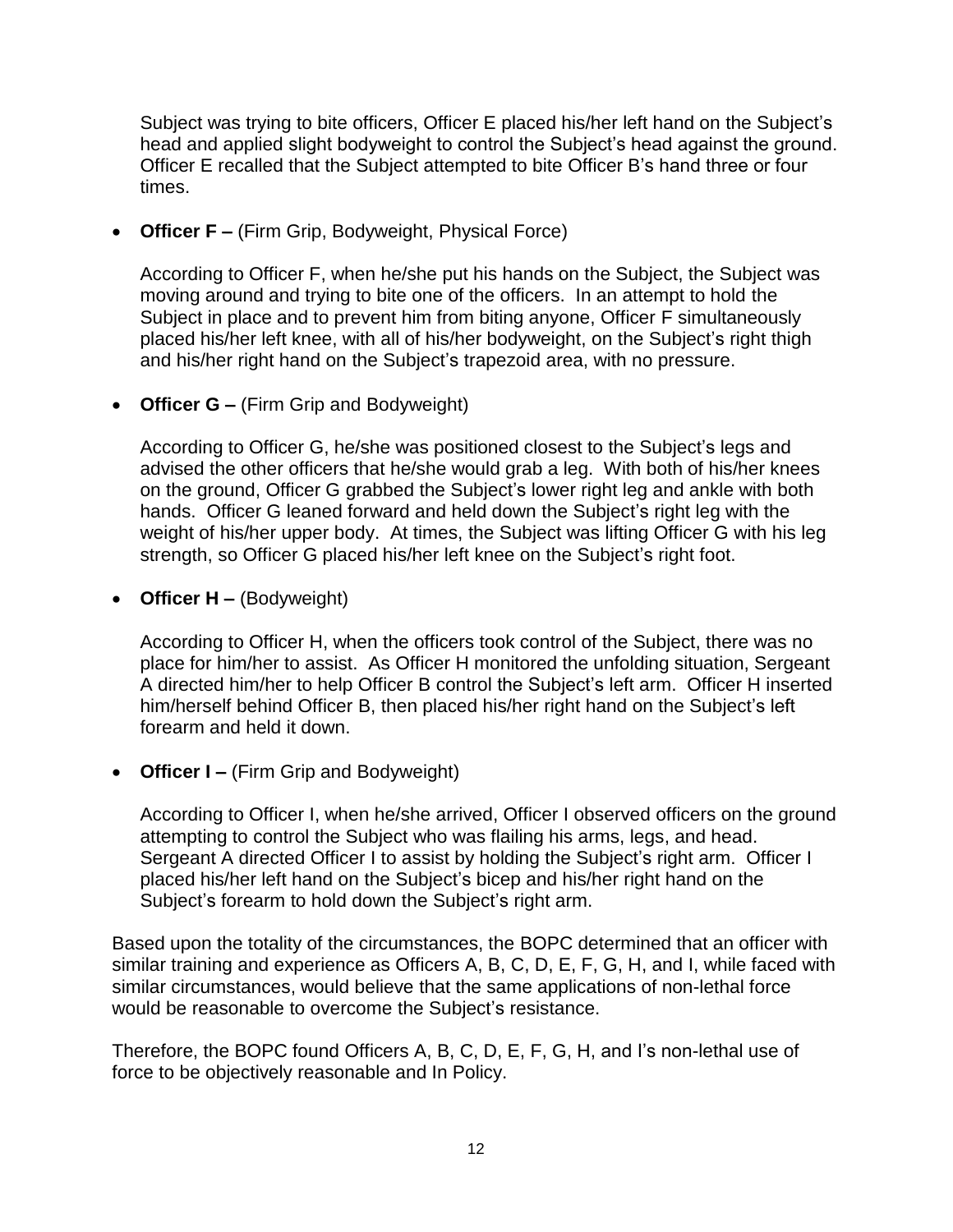Subject was trying to bite officers, Officer E placed his/her left hand on the Subject's head and applied slight bodyweight to control the Subject's head against the ground. Officer E recalled that the Subject attempted to bite Officer B's hand three or four times.

- **Officer F –** (Firm Grip, Bodyweight, Physical Force)

  According to Officer F, when he/she put his hands on the Subject, the Subject was moving around and trying to bite one of the officers. In an attempt to hold the Subject in place and to prevent him from biting anyone, Officer F simultaneously placed his/her left knee, with all of his/her bodyweight, on the Subject's right thigh and his/her right hand on the Subject's trapezoid area, with no pressure.

- **Officer G –** (Firm Grip and Bodyweight)

  According to Officer G, he/she was positioned closest to the Subject's legs and advised the other officers that he/she would grab a leg. With both of his/her knees on the ground, Officer G grabbed the Subject's lower right leg and ankle with both hands. Officer G leaned forward and held down the Subject's right leg with the weight of his/her upper body. At times, the Subject was lifting Officer G with his leg strength, so Officer G placed his/her left knee on the Subject's right foot.

- **Officer H –** (Bodyweight)

  According to Officer H, when the officers took control of the Subject, there was no place for him/her to assist. As Officer H monitored the unfolding situation, Sergeant A directed him/her to help Officer B control the Subject's left arm. Officer H inserted him/herself behind Officer B, then placed his/her right hand on the Subject's left forearm and held it down.

- **Officer I –** (Firm Grip and Bodyweight)

  According to Officer I, when he/she arrived, Officer I observed officers on the ground attempting to control the Subject who was flailing his arms, legs, and head. Sergeant A directed Officer I to assist by holding the Subject's right arm. Officer I placed his/her left hand on the Subject's bicep and his/her right hand on the Subject's forearm to hold down the Subject's right arm.

Based upon the totality of the circumstances, the BOPC determined that an officer with similar training and experience as Officers A, B, C, D, E, F, G, H, and I, while faced with similar circumstances, would believe that the same applications of non-lethal force would be reasonable to overcome the Subject's resistance.

Therefore, the BOPC found Officers A, B, C, D, E, F, G, H, and I's non-lethal use of force to be objectively reasonable and In Policy.